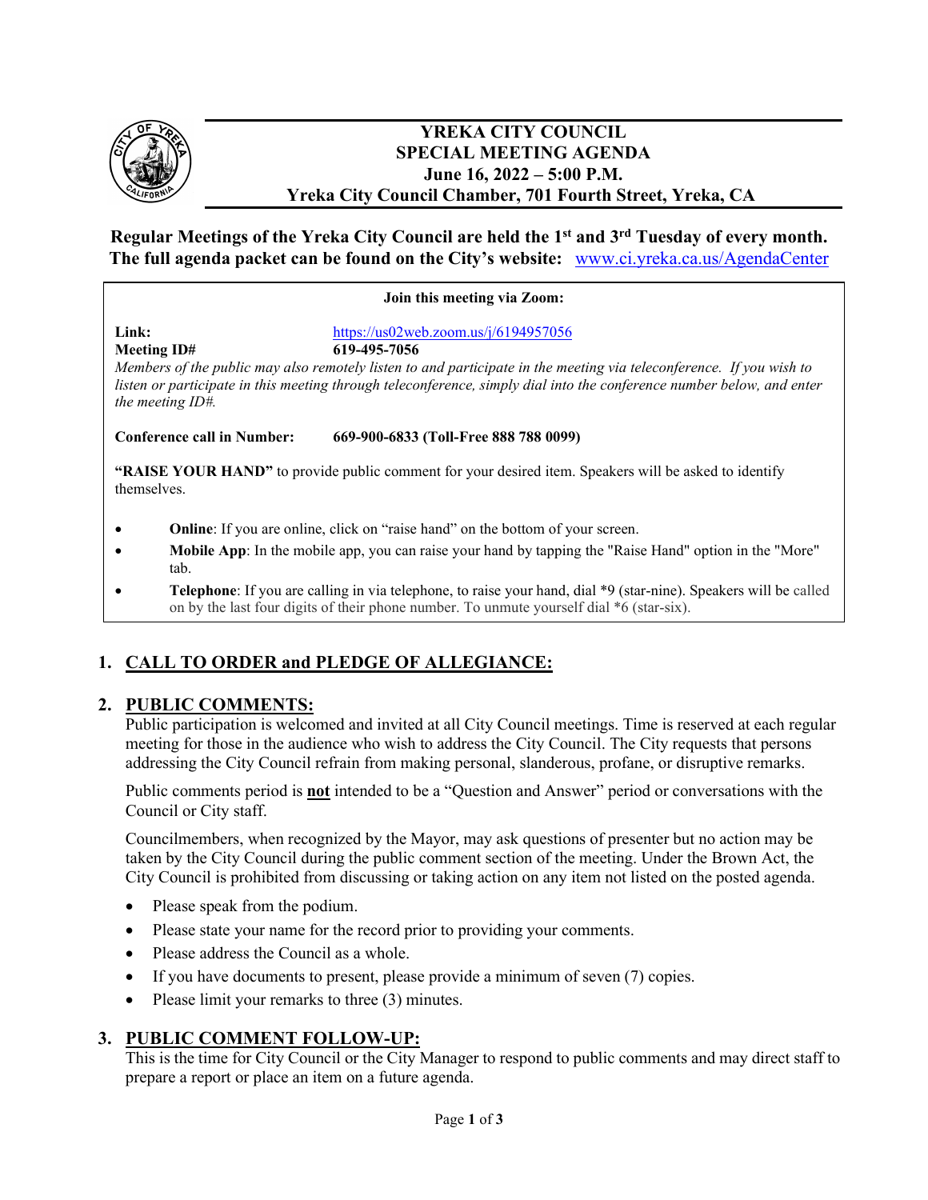# YREKA CITY COUNCIL
## SPECIAL MEETING AGENDA
### June 16, 2022 – 5:00 P.M.
### Yreka City Council Chamber, 701 Fourth Street, Yreka, CA

**Regular Meetings of the Yreka City Council are held the 1st and 3rd Tuesday of every month. The full agenda packet can be found on the City's website:** www.ci.yreka.ca.us/AgendaCenter

**Join this meeting via Zoom:**

**Link:** https://us02web.zoom.us/j/6194957056
**Meeting ID#** **619-495-7056**

*Members of the public may also remotely listen to and participate in the meeting via teleconference. If you wish to listen or participate in this meeting through teleconference, simply dial into the conference number below, and enter the meeting ID#.*

**Conference call in Number:** **669-900-6833 (Toll-Free 888 788 0099)**

**"RAISE YOUR HAND"** to provide public comment for your desired item. Speakers will be asked to identify themselves.

- **Online**: If you are online, click on "raise hand" on the bottom of your screen.
- **Mobile App**: In the mobile app, you can raise your hand by tapping the "Raise Hand" option in the "More" tab.
- **Telephone**: If you are calling in via telephone, to raise your hand, dial *9 (star-nine). Speakers will be called on by the last four digits of their phone number. To unmute yourself dial *6 (star-six).

## 1. CALL TO ORDER and PLEDGE OF ALLEGIANCE:

## 2. PUBLIC COMMENTS:

Public participation is welcomed and invited at all City Council meetings. Time is reserved at each regular meeting for those in the audience who wish to address the City Council. The City requests that persons addressing the City Council refrain from making personal, slanderous, profane, or disruptive remarks.

Public comments period is **not** intended to be a "Question and Answer" period or conversations with the Council or City staff.

Councilmembers, when recognized by the Mayor, may ask questions of presenter but no action may be taken by the City Council during the public comment section of the meeting. Under the Brown Act, the City Council is prohibited from discussing or taking action on any item not listed on the posted agenda.

- Please speak from the podium.
- Please state your name for the record prior to providing your comments.
- Please address the Council as a whole.
- If you have documents to present, please provide a minimum of seven (7) copies.
- Please limit your remarks to three (3) minutes.

## 3. PUBLIC COMMENT FOLLOW-UP:

This is the time for City Council or the City Manager to respond to public comments and may direct staff to prepare a report or place an item on a future agenda.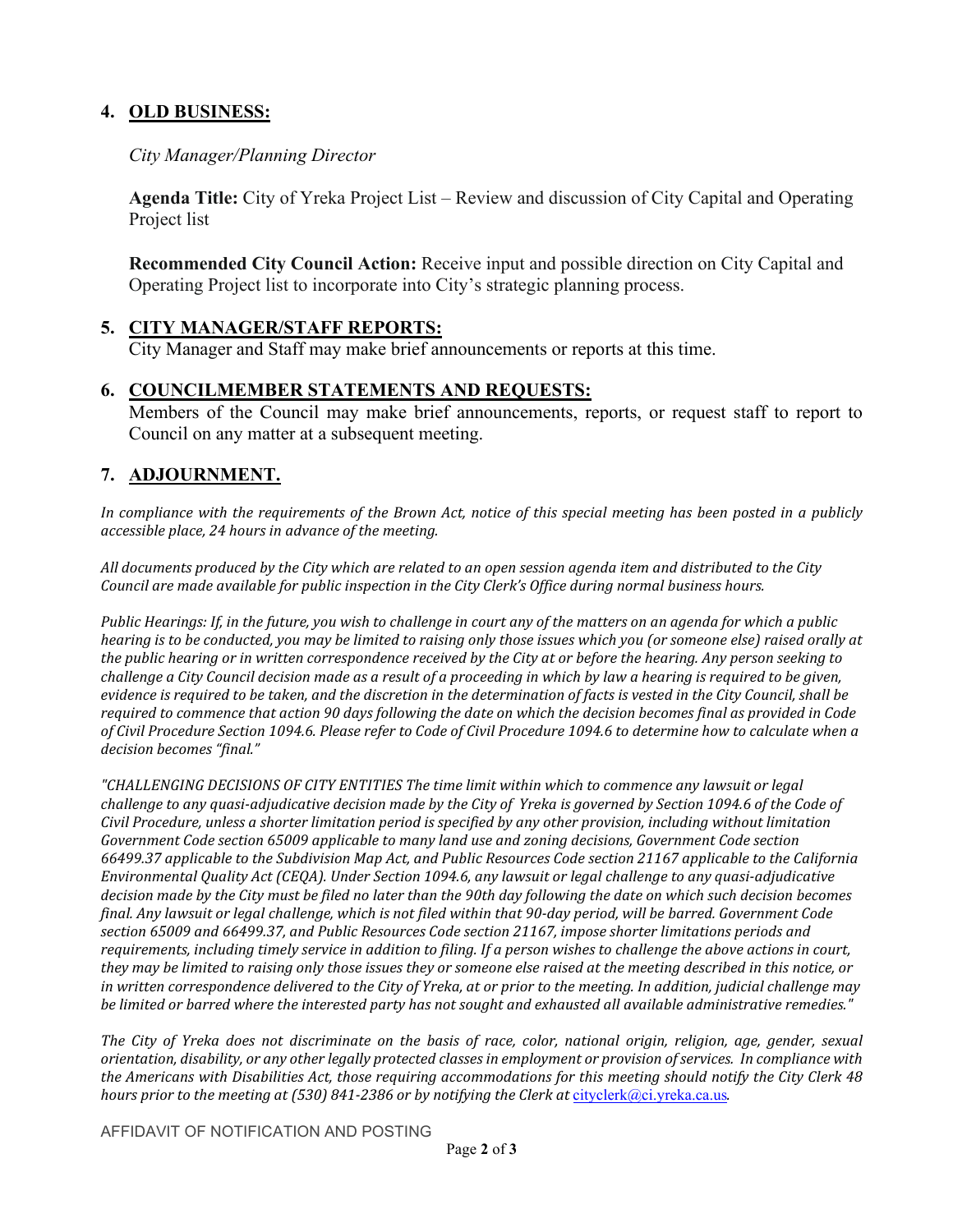4. **OLD BUSINESS:**

   *City Manager/Planning Director*

   **Agenda Title:** City of Yreka Project List – Review and discussion of City Capital and Operating Project list

   **Recommended City Council Action:** Receive input and possible direction on City Capital and Operating Project list to incorporate into City's strategic planning process.

5. **CITY MANAGER/STAFF REPORTS:**
   City Manager and Staff may make brief announcements or reports at this time.

6. **COUNCILMEMBER STATEMENTS AND REQUESTS:**
   Members of the Council may make brief announcements, reports, or request staff to report to Council on any matter at a subsequent meeting.

7. **ADJOURNMENT.**

*In compliance with the requirements of the Brown Act, notice of this special meeting has been posted in a publicly accessible place, 24 hours in advance of the meeting.*

*All documents produced by the City which are related to an open session agenda item and distributed to the City Council are made available for public inspection in the City Clerk's Office during normal business hours.*

*Public Hearings: If, in the future, you wish to challenge in court any of the matters on an agenda for which a public hearing is to be conducted, you may be limited to raising only those issues which you (or someone else) raised orally at the public hearing or in written correspondence received by the City at or before the hearing. Any person seeking to challenge a City Council decision made as a result of a proceeding in which by law a hearing is required to be given, evidence is required to be taken, and the discretion in the determination of facts is vested in the City Council, shall be required to commence that action 90 days following the date on which the decision becomes final as provided in Code of Civil Procedure Section 1094.6. Please refer to Code of Civil Procedure 1094.6 to determine how to calculate when a decision becomes "final."*

*"CHALLENGING DECISIONS OF CITY ENTITIES The time limit within which to commence any lawsuit or legal challenge to any quasi-adjudicative decision made by the City of Yreka is governed by Section 1094.6 of the Code of Civil Procedure, unless a shorter limitation period is specified by any other provision, including without limitation Government Code section 65009 applicable to many land use and zoning decisions, Government Code section 66499.37 applicable to the Subdivision Map Act, and Public Resources Code section 21167 applicable to the California Environmental Quality Act (CEQA). Under Section 1094.6, any lawsuit or legal challenge to any quasi-adjudicative decision made by the City must be filed no later than the 90th day following the date on which such decision becomes final. Any lawsuit or legal challenge, which is not filed within that 90-day period, will be barred. Government Code section 65009 and 66499.37, and Public Resources Code section 21167, impose shorter limitations periods and requirements, including timely service in addition to filing. If a person wishes to challenge the above actions in court, they may be limited to raising only those issues they or someone else raised at the meeting described in this notice, or in written correspondence delivered to the City of Yreka, at or prior to the meeting. In addition, judicial challenge may be limited or barred where the interested party has not sought and exhausted all available administrative remedies."*

*The City of Yreka does not discriminate on the basis of race, color, national origin, religion, age, gender, sexual orientation, disability, or any other legally protected classes in employment or provision of services. In compliance with the Americans with Disabilities Act, those requiring accommodations for this meeting should notify the City Clerk 48 hours prior to the meeting at (530) 841-2386 or by notifying the Clerk at* cityclerk@ci.yreka.ca.us.

AFFIDAVIT OF NOTIFICATION AND POSTING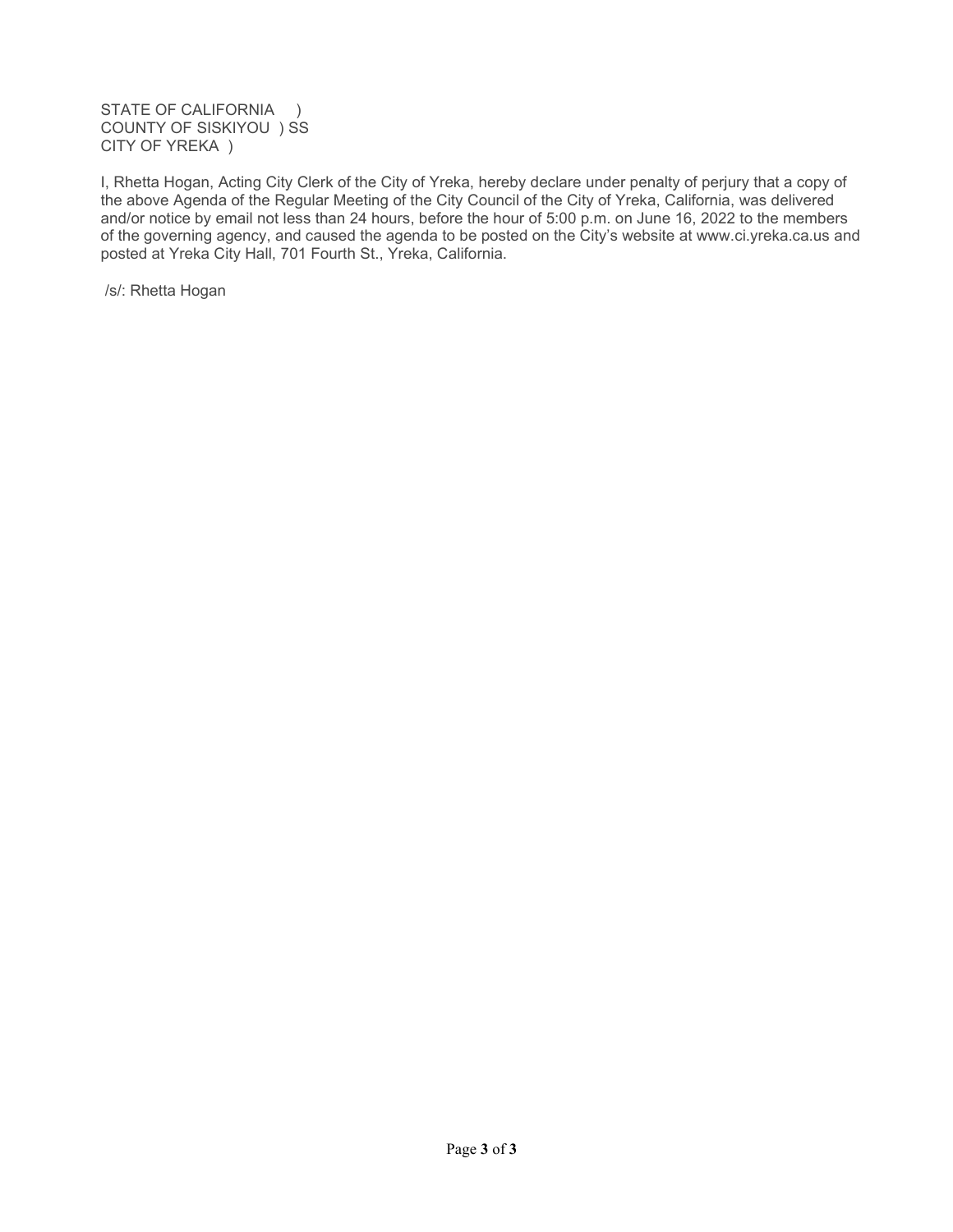STATE OF CALIFORNIA )
COUNTY OF SISKIYOU ) SS
CITY OF YREKA )

I, Rhetta Hogan, Acting City Clerk of the City of Yreka, hereby declare under penalty of perjury that a copy of the above Agenda of the Regular Meeting of the City Council of the City of Yreka, California, was delivered and/or notice by email not less than 24 hours, before the hour of 5:00 p.m. on June 16, 2022 to the members of the governing agency, and caused the agenda to be posted on the City's website at www.ci.yreka.ca.us and posted at Yreka City Hall, 701 Fourth St., Yreka, California.

/s/: Rhetta Hogan